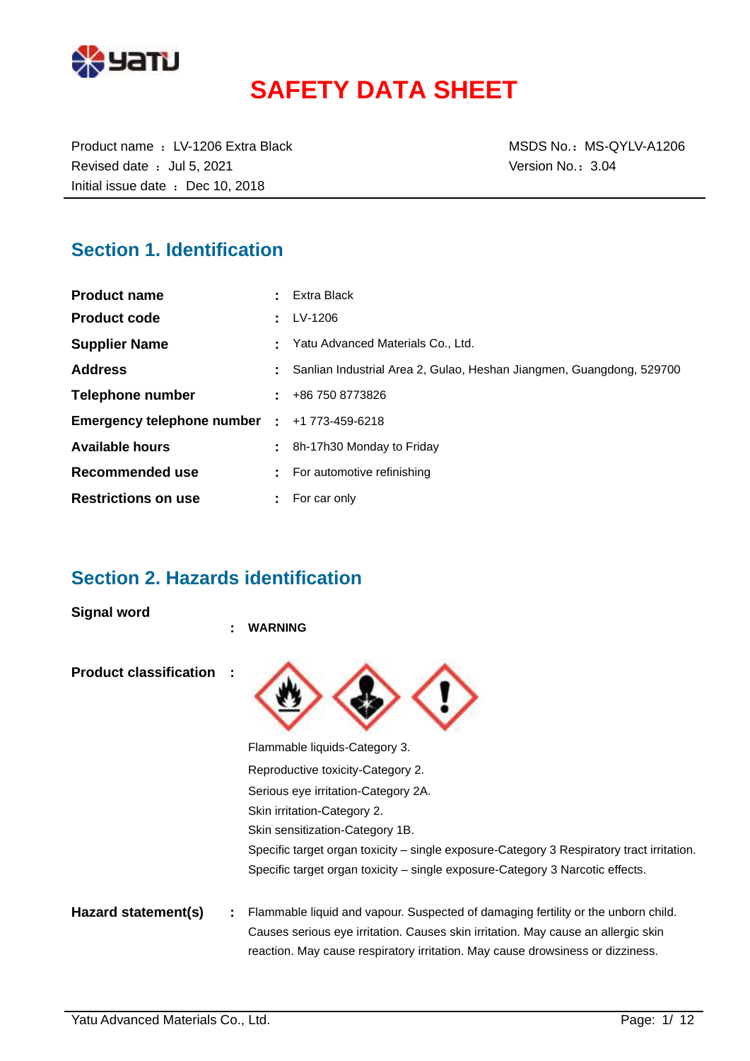# SAFETY DATA SHEET

Product name ： LV-1206 Extra Black
Revised date ： Jul 5, 2021
Initial issue date ： Dec 10, 2018

MSDS No.： MS-QYLV-A1206
Version No.： 3.04

## Section 1. Identification

| | | |
|---|---|---|
| **Product name** | : | Extra Black |
| **Product code** | : | LV-1206 |
| **Supplier Name** | : | Yatu Advanced Materials Co., Ltd. |
| **Address** | : | Sanlian Industrial Area 2, Gulao, Heshan Jiangmen, Guangdong, 529700 |
| **Telephone number** | : | +86 750 8773826 |
| **Emergency telephone number** | : | +1 773-459-6218 |
| **Available hours** | : | 8h-17h30 Monday to Friday |
| **Recommended use** | : | For automotive refinishing |
| **Restrictions on use** | : | For car only |

## Section 2. Hazards identification

**Signal word** : **WARNING**

**Product classification** :

Flammable liquids-Category 3.
Reproductive toxicity-Category 2.
Serious eye irritation-Category 2A.
Skin irritation-Category 2.
Skin sensitization-Category 1B.
Specific target organ toxicity – single exposure-Category 3 Respiratory tract irritation.
Specific target organ toxicity – single exposure-Category 3 Narcotic effects.

**Hazard statement(s)** : Flammable liquid and vapour. Suspected of damaging fertility or the unborn child. Causes serious eye irritation. Causes skin irritation. May cause an allergic skin reaction. May cause respiratory irritation. May cause drowsiness or dizziness.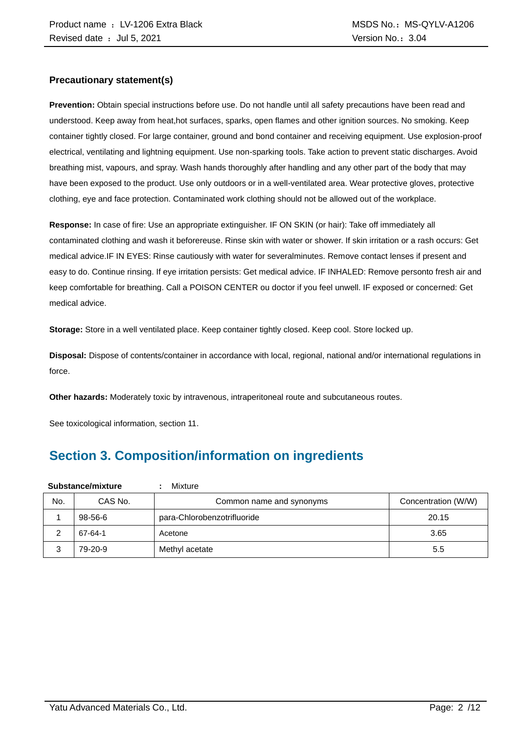### Precautionary statement(s)

**Prevention:** Obtain special instructions before use. Do not handle until all safety precautions have been read and understood. Keep away from heat,hot surfaces, sparks, open flames and other ignition sources. No smoking. Keep container tightly closed. For large container, ground and bond container and receiving equipment. Use explosion-proof electrical, ventilating and lightning equipment. Use non-sparking tools. Take action to prevent static discharges. Avoid breathing mist, vapours, and spray. Wash hands thoroughly after handling and any other part of the body that may have been exposed to the product. Use only outdoors or in a well-ventilated area. Wear protective gloves, protective clothing, eye and face protection. Contaminated work clothing should not be allowed out of the workplace.

**Response:** In case of fire: Use an appropriate extinguisher. IF ON SKIN (or hair): Take off immediately all contaminated clothing and wash it beforereuse. Rinse skin with water or shower. If skin irritation or a rash occurs: Get medical advice.IF IN EYES: Rinse cautiously with water for severalminutes. Remove contact lenses if present and easy to do. Continue rinsing. If eye irritation persists: Get medical advice. IF INHALED: Remove personto fresh air and keep comfortable for breathing. Call a POISON CENTER ou doctor if you feel unwell. IF exposed or concerned: Get medical advice.

**Storage:** Store in a well ventilated place. Keep container tightly closed. Keep cool. Store locked up.

**Disposal:** Dispose of contents/container in accordance with local, regional, national and/or international regulations in force.

**Other hazards:** Moderately toxic by intravenous, intraperitoneal route and subcutaneous routes.

See toxicological information, section 11.

## Section 3. Composition/information on ingredients

**Substance/mixture** : Mixture

| No. | CAS No. | Common name and synonyms | Concentration (W/W) |
|---|---|---|---|
| 1 | 98-56-6 | para-Chlorobenzotrifluoride | 20.15 |
| 2 | 67-64-1 | Acetone | 3.65 |
| 3 | 79-20-9 | Methyl acetate | 5.5 |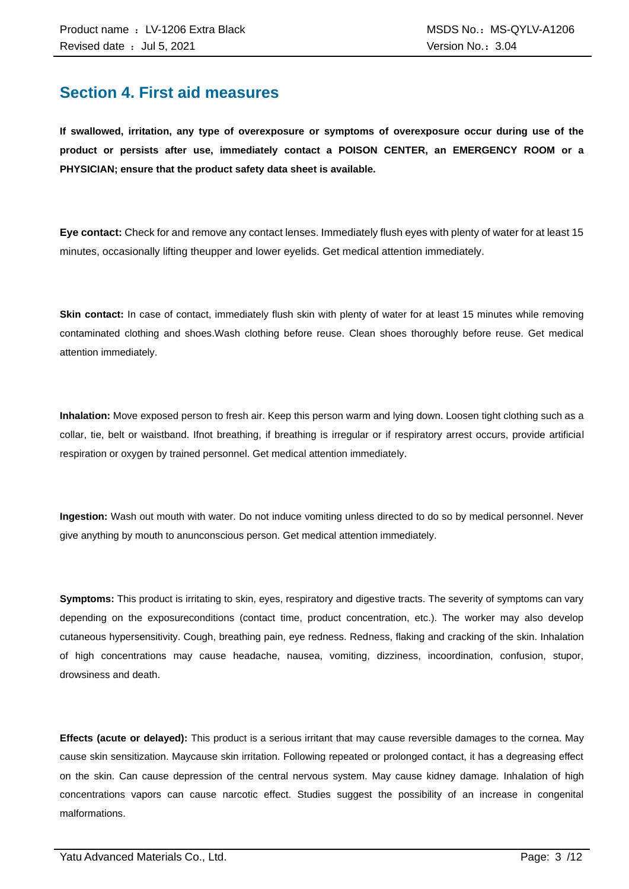## Section 4. First aid measures

**If swallowed, irritation, any type of overexposure or symptoms of overexposure occur during use of the product or persists after use, immediately contact a POISON CENTER, an EMERGENCY ROOM or a PHYSICIAN; ensure that the product safety data sheet is available.**

**Eye contact:** Check for and remove any contact lenses. Immediately flush eyes with plenty of water for at least 15 minutes, occasionally lifting theupper and lower eyelids. Get medical attention immediately.

**Skin contact:** In case of contact, immediately flush skin with plenty of water for at least 15 minutes while removing contaminated clothing and shoes.Wash clothing before reuse. Clean shoes thoroughly before reuse. Get medical attention immediately.

**Inhalation:** Move exposed person to fresh air. Keep this person warm and lying down. Loosen tight clothing such as a collar, tie, belt or waistband. Ifnot breathing, if breathing is irregular or if respiratory arrest occurs, provide artificial respiration or oxygen by trained personnel. Get medical attention immediately.

**Ingestion:** Wash out mouth with water. Do not induce vomiting unless directed to do so by medical personnel. Never give anything by mouth to anunconscious person. Get medical attention immediately.

**Symptoms:** This product is irritating to skin, eyes, respiratory and digestive tracts. The severity of symptoms can vary depending on the exposureconditions (contact time, product concentration, etc.). The worker may also develop cutaneous hypersensitivity. Cough, breathing pain, eye redness. Redness, flaking and cracking of the skin. Inhalation of high concentrations may cause headache, nausea, vomiting, dizziness, incoordination, confusion, stupor, drowsiness and death.

**Effects (acute or delayed):** This product is a serious irritant that may cause reversible damages to the cornea. May cause skin sensitization. Maycause skin irritation. Following repeated or prolonged contact, it has a degreasing effect on the skin. Can cause depression of the central nervous system. May cause kidney damage. Inhalation of high concentrations vapors can cause narcotic effect. Studies suggest the possibility of an increase in congenital malformations.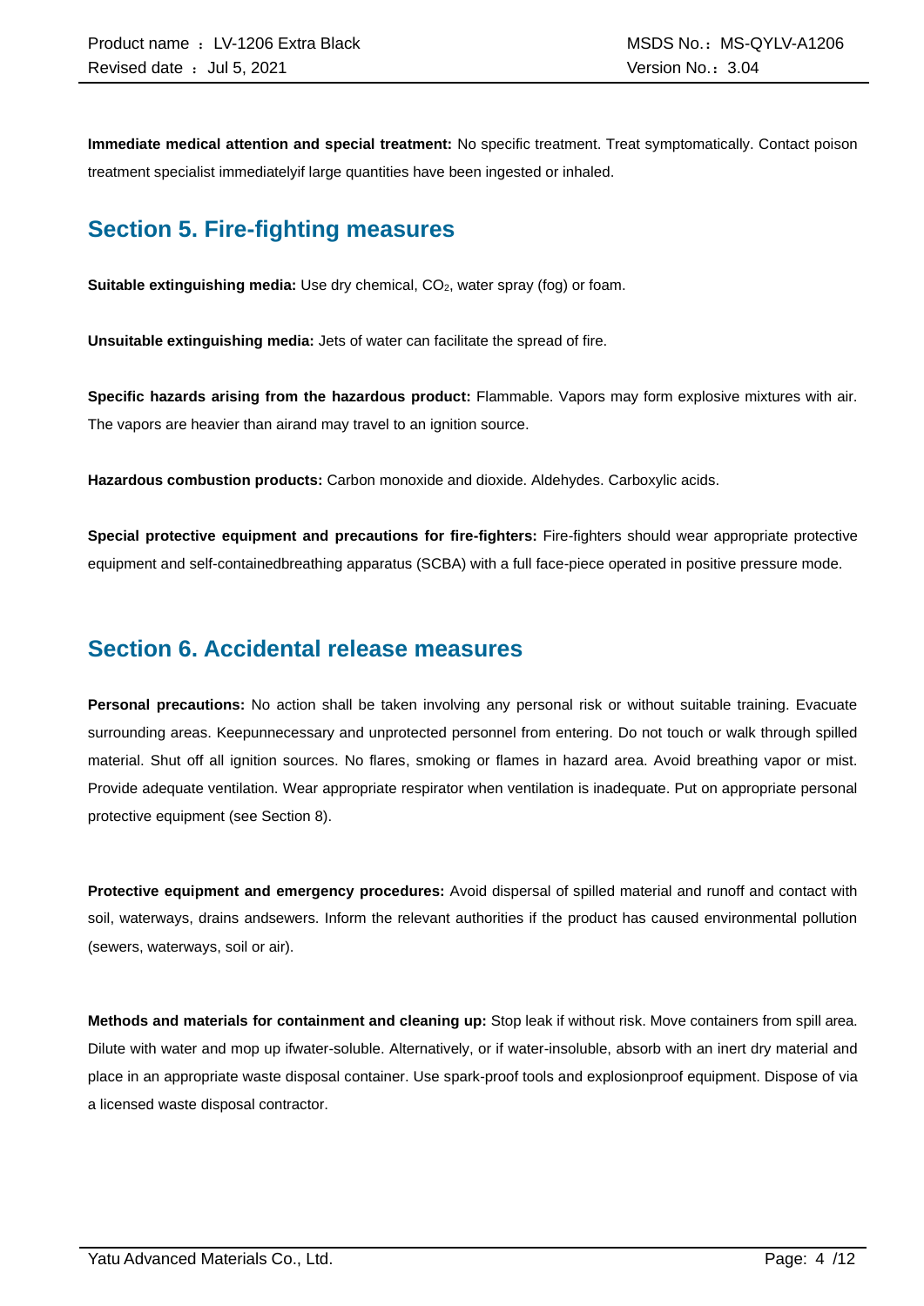**Immediate medical attention and special treatment:** No specific treatment. Treat symptomatically. Contact poison treatment specialist immediatelyif large quantities have been ingested or inhaled.

## Section 5. Fire-fighting measures

**Suitable extinguishing media:** Use dry chemical, $CO_2$, water spray (fog) or foam.

**Unsuitable extinguishing media:** Jets of water can facilitate the spread of fire.

**Specific hazards arising from the hazardous product:** Flammable. Vapors may form explosive mixtures with air. The vapors are heavier than airand may travel to an ignition source.

**Hazardous combustion products:** Carbon monoxide and dioxide. Aldehydes. Carboxylic acids.

**Special protective equipment and precautions for fire-fighters:** Fire-fighters should wear appropriate protective equipment and self-containedbreathing apparatus (SCBA) with a full face-piece operated in positive pressure mode.

## Section 6. Accidental release measures

**Personal precautions:** No action shall be taken involving any personal risk or without suitable training. Evacuate surrounding areas. Keepunnecessary and unprotected personnel from entering. Do not touch or walk through spilled material. Shut off all ignition sources. No flares, smoking or flames in hazard area. Avoid breathing vapor or mist. Provide adequate ventilation. Wear appropriate respirator when ventilation is inadequate. Put on appropriate personal protective equipment (see Section 8).

**Protective equipment and emergency procedures:** Avoid dispersal of spilled material and runoff and contact with soil, waterways, drains andsewers. Inform the relevant authorities if the product has caused environmental pollution (sewers, waterways, soil or air).

**Methods and materials for containment and cleaning up:** Stop leak if without risk. Move containers from spill area. Dilute with water and mop up ifwater-soluble. Alternatively, or if water-insoluble, absorb with an inert dry material and place in an appropriate waste disposal container. Use spark-proof tools and explosionproof equipment. Dispose of via a licensed waste disposal contractor.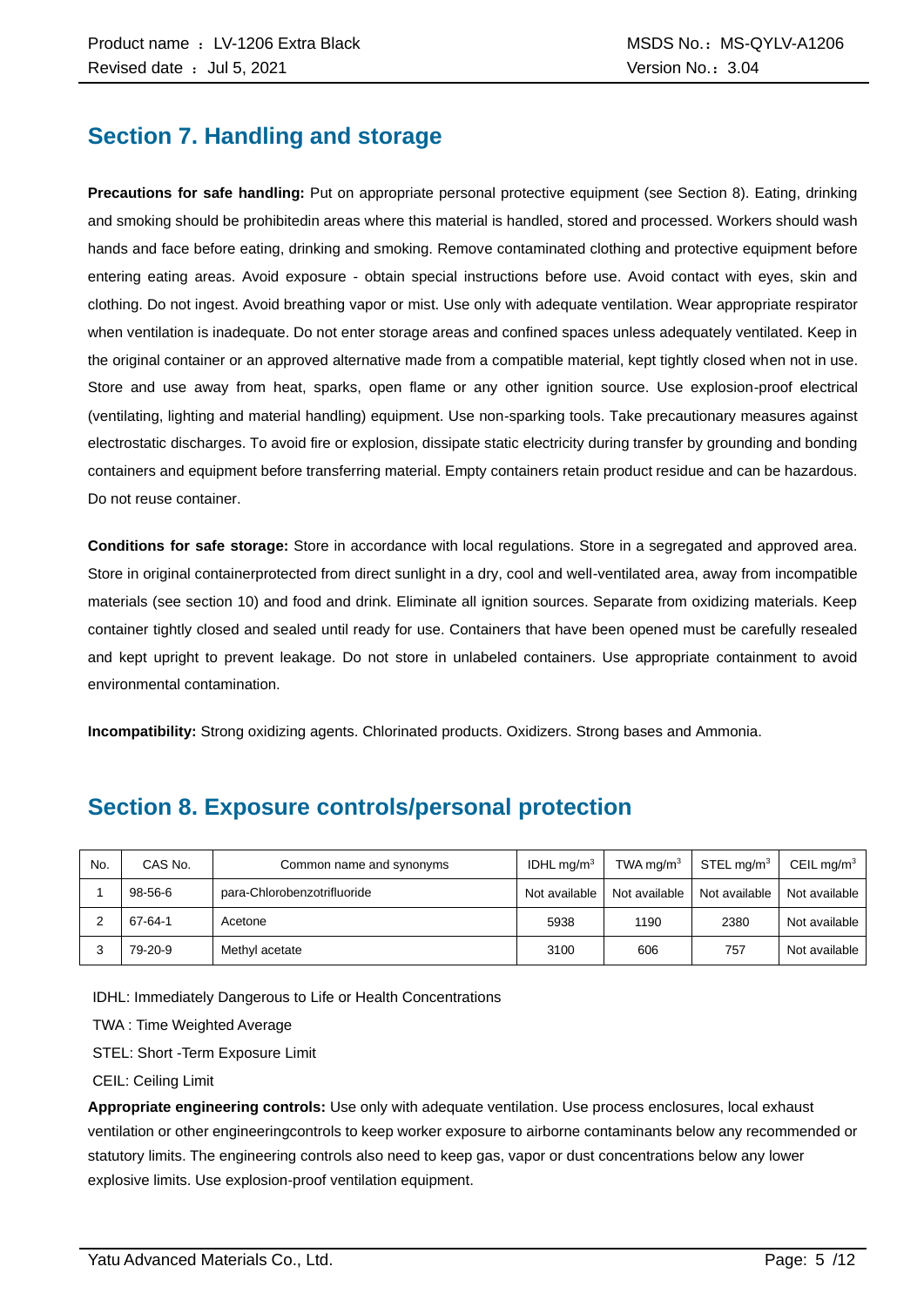## Section 7. Handling and storage

**Precautions for safe handling:** Put on appropriate personal protective equipment (see Section 8). Eating, drinking and smoking should be prohibitedin areas where this material is handled, stored and processed. Workers should wash hands and face before eating, drinking and smoking. Remove contaminated clothing and protective equipment before entering eating areas. Avoid exposure - obtain special instructions before use. Avoid contact with eyes, skin and clothing. Do not ingest. Avoid breathing vapor or mist. Use only with adequate ventilation. Wear appropriate respirator when ventilation is inadequate. Do not enter storage areas and confined spaces unless adequately ventilated. Keep in the original container or an approved alternative made from a compatible material, kept tightly closed when not in use. Store and use away from heat, sparks, open flame or any other ignition source. Use explosion-proof electrical (ventilating, lighting and material handling) equipment. Use non-sparking tools. Take precautionary measures against electrostatic discharges. To avoid fire or explosion, dissipate static electricity during transfer by grounding and bonding containers and equipment before transferring material. Empty containers retain product residue and can be hazardous. Do not reuse container.

**Conditions for safe storage:** Store in accordance with local regulations. Store in a segregated and approved area. Store in original containerprotected from direct sunlight in a dry, cool and well-ventilated area, away from incompatible materials (see section 10) and food and drink. Eliminate all ignition sources. Separate from oxidizing materials. Keep container tightly closed and sealed until ready for use. Containers that have been opened must be carefully resealed and kept upright to prevent leakage. Do not store in unlabeled containers. Use appropriate containment to avoid environmental contamination.

**Incompatibility:** Strong oxidizing agents. Chlorinated products. Oxidizers. Strong bases and Ammonia.

## Section 8. Exposure controls/personal protection

| No. | CAS No. | Common name and synonyms | IDHL mg/m$^3$ | TWA mg/m$^3$ | STEL mg/m$^3$ | CEIL mg/m$^3$ |
|---|---|---|---|---|---|---|
| 1 | 98-56-6 | para-Chlorobenzotrifluoride | Not available | Not available | Not available | Not available |
| 2 | 67-64-1 | Acetone | 5938 | 1190 | 2380 | Not available |
| 3 | 79-20-9 | Methyl acetate | 3100 | 606 | 757 | Not available |

IDHL: Immediately Dangerous to Life or Health Concentrations

TWA : Time Weighted Average

STEL: Short -Term Exposure Limit

CEIL: Ceiling Limit

**Appropriate engineering controls:** Use only with adequate ventilation. Use process enclosures, local exhaust ventilation or other engineeringcontrols to keep worker exposure to airborne contaminants below any recommended or statutory limits. The engineering controls also need to keep gas, vapor or dust concentrations below any lower explosive limits. Use explosion-proof ventilation equipment.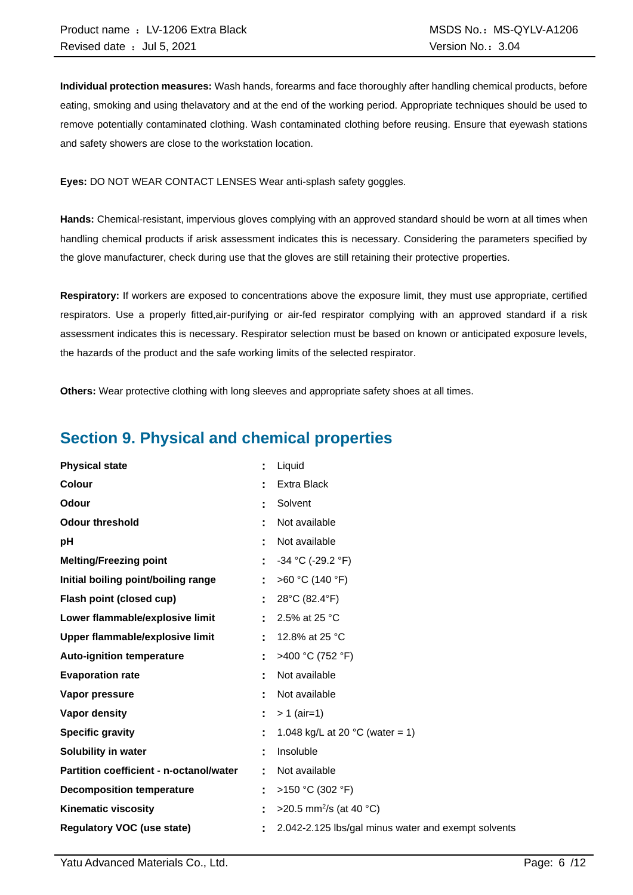**Individual protection measures:** Wash hands, forearms and face thoroughly after handling chemical products, before eating, smoking and using thelavatory and at the end of the working period. Appropriate techniques should be used to remove potentially contaminated clothing. Wash contaminated clothing before reusing. Ensure that eyewash stations and safety showers are close to the workstation location.

**Eyes:** DO NOT WEAR CONTACT LENSES Wear anti-splash safety goggles.

**Hands:** Chemical-resistant, impervious gloves complying with an approved standard should be worn at all times when handling chemical products if arisk assessment indicates this is necessary. Considering the parameters specified by the glove manufacturer, check during use that the gloves are still retaining their protective properties.

**Respiratory:** If workers are exposed to concentrations above the exposure limit, they must use appropriate, certified respirators. Use a properly fitted,air-purifying or air-fed respirator complying with an approved standard if a risk assessment indicates this is necessary. Respirator selection must be based on known or anticipated exposure levels, the hazards of the product and the safe working limits of the selected respirator.

**Others:** Wear protective clothing with long sleeves and appropriate safety shoes at all times.

## Section 9. Physical and chemical properties

| Property | | Value |
|---|---|---|
| **Physical state** | : | Liquid |
| **Colour** | : | Extra Black |
| **Odour** | : | Solvent |
| **Odour threshold** | : | Not available |
| **pH** | : | Not available |
| **Melting/Freezing point** | : | -34 °C (-29.2 °F) |
| **Initial boiling point/boiling range** | : | >60 °C (140 °F) |
| **Flash point (closed cup)** | : | 28°C (82.4°F) |
| **Lower flammable/explosive limit** | : | 2.5% at 25 °C |
| **Upper flammable/explosive limit** | : | 12.8% at 25 °C |
| **Auto-ignition temperature** | : | >400 °C (752 °F) |
| **Evaporation rate** | : | Not available |
| **Vapor pressure** | : | Not available |
| **Vapor density** | : | > 1 (air=1) |
| **Specific gravity** | : | 1.048 kg/L at 20 °C (water = 1) |
| **Solubility in water** | : | Insoluble |
| **Partition coefficient - n-octanol/water** | : | Not available |
| **Decomposition temperature** | : | >150 °C (302 °F) |
| **Kinematic viscosity** | : | >20.5 $mm^2/s$ (at 40 °C) |
| **Regulatory VOC (use state)** | : | 2.042-2.125 lbs/gal minus water and exempt solvents |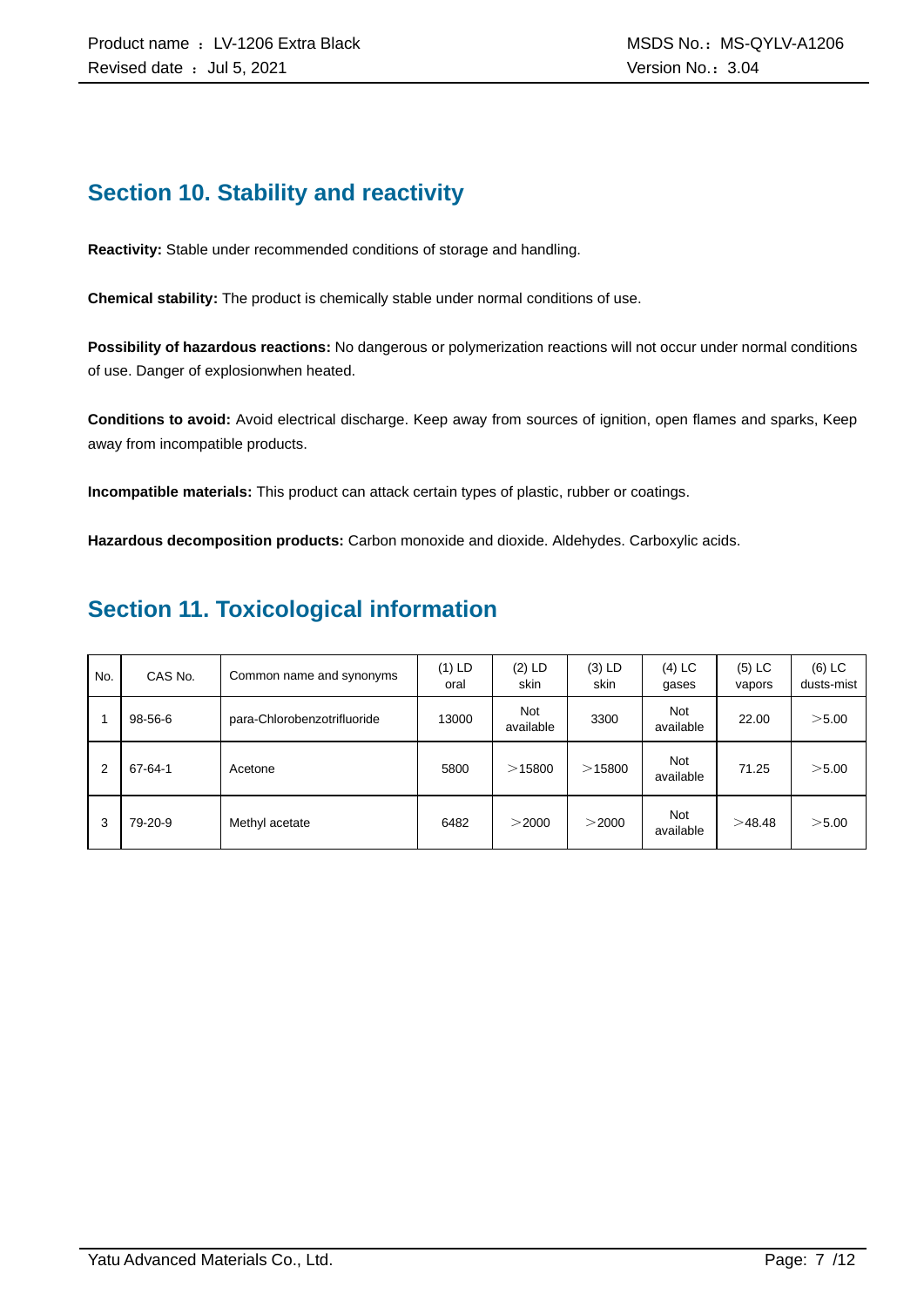## Section 10. Stability and reactivity

**Reactivity:** Stable under recommended conditions of storage and handling.

**Chemical stability:** The product is chemically stable under normal conditions of use.

**Possibility of hazardous reactions:** No dangerous or polymerization reactions will not occur under normal conditions of use. Danger of explosionwhen heated.

**Conditions to avoid:** Avoid electrical discharge. Keep away from sources of ignition, open flames and sparks, Keep away from incompatible products.

**Incompatible materials:** This product can attack certain types of plastic, rubber or coatings.

**Hazardous decomposition products:** Carbon monoxide and dioxide. Aldehydes. Carboxylic acids.

## Section 11. Toxicological information

| No. | CAS No. | Common name and synonyms | (1) LD oral | (2) LD skin | (3) LD skin | (4) LC gases | (5) LC vapors | (6) LC dusts-mist |
|---|---|---|---|---|---|---|---|---|
| 1 | 98-56-6 | para-Chlorobenzotrifluoride | 13000 | Not available | 3300 | Not available | 22.00 | ＞5.00 |
| 2 | 67-64-1 | Acetone | 5800 | ＞15800 | ＞15800 | Not available | 71.25 | ＞5.00 |
| 3 | 79-20-9 | Methyl acetate | 6482 | ＞2000 | ＞2000 | Not available | ＞48.48 | ＞5.00 |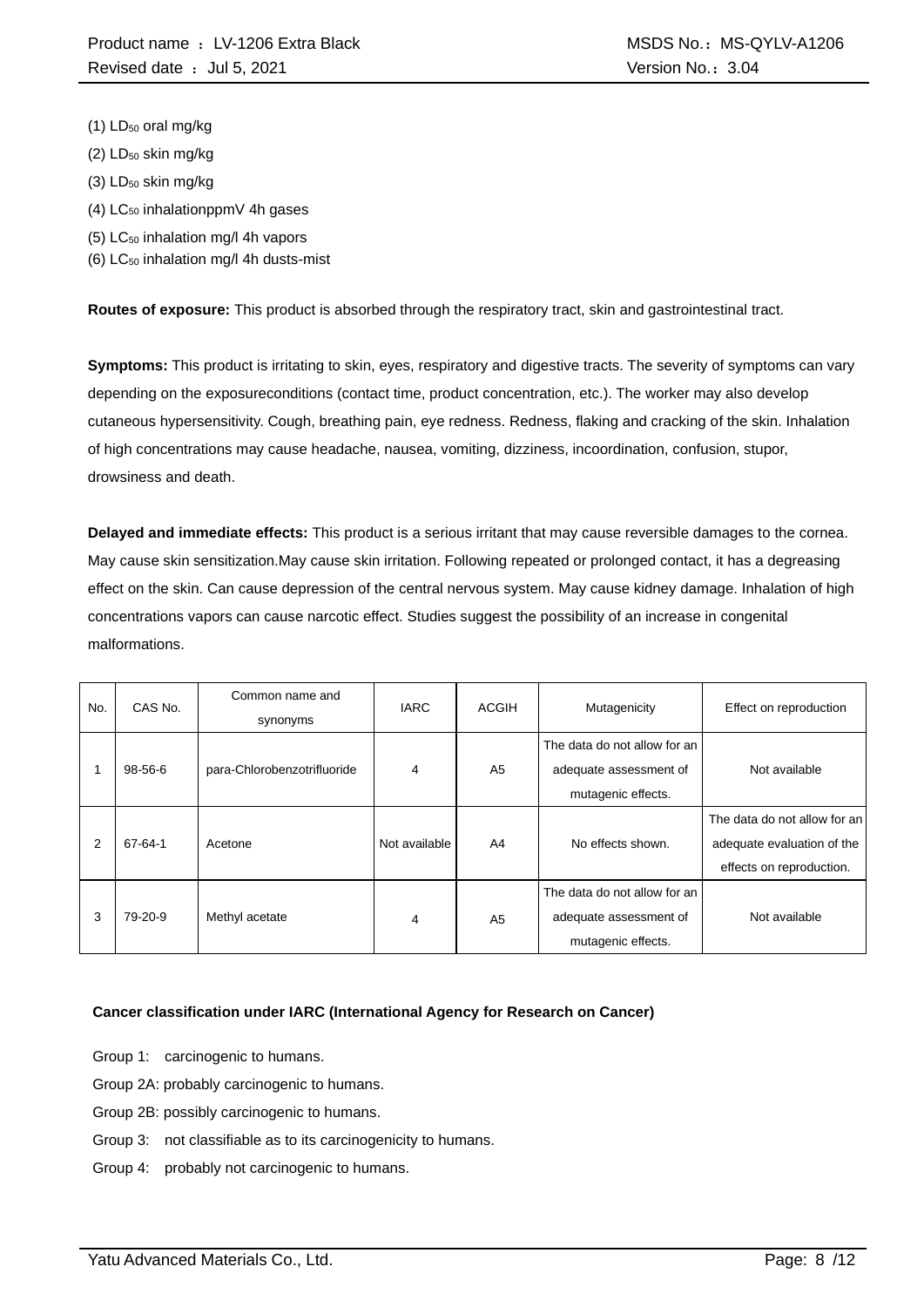(1) $LD_{50}$ oral mg/kg

(2) $LD_{50}$ skin mg/kg

(3) $LD_{50}$ skin mg/kg

(4) $LC_{50}$ inhalationppmV 4h gases

(5) $LC_{50}$ inhalation mg/l 4h vapors

(6) $LC_{50}$ inhalation mg/l 4h dusts-mist

**Routes of exposure:** This product is absorbed through the respiratory tract, skin and gastrointestinal tract.

**Symptoms:** This product is irritating to skin, eyes, respiratory and digestive tracts. The severity of symptoms can vary depending on the exposureconditions (contact time, product concentration, etc.). The worker may also develop cutaneous hypersensitivity. Cough, breathing pain, eye redness. Redness, flaking and cracking of the skin. Inhalation of high concentrations may cause headache, nausea, vomiting, dizziness, incoordination, confusion, stupor, drowsiness and death.

**Delayed and immediate effects:** This product is a serious irritant that may cause reversible damages to the cornea. May cause skin sensitization.May cause skin irritation. Following repeated or prolonged contact, it has a degreasing effect on the skin. Can cause depression of the central nervous system. May cause kidney damage. Inhalation of high concentrations vapors can cause narcotic effect. Studies suggest the possibility of an increase in congenital malformations.

| No. | CAS No. | Common name and synonyms | IARC | ACGIH | Mutagenicity | Effect on reproduction |
|---|---|---|---|---|---|---|
| 1 | 98-56-6 | para-Chlorobenzotrifluoride | 4 | A5 | The data do not allow for an adequate assessment of mutagenic effects. | Not available |
| 2 | 67-64-1 | Acetone | Not available | A4 | No effects shown. | The data do not allow for an adequate evaluation of the effects on reproduction. |
| 3 | 79-20-9 | Methyl acetate | 4 | A5 | The data do not allow for an adequate assessment of mutagenic effects. | Not available |

**Cancer classification under IARC (International Agency for Research on Cancer)**

Group 1: carcinogenic to humans.

Group 2A: probably carcinogenic to humans.

Group 2B: possibly carcinogenic to humans.

Group 3: not classifiable as to its carcinogenicity to humans.

Group 4: probably not carcinogenic to humans.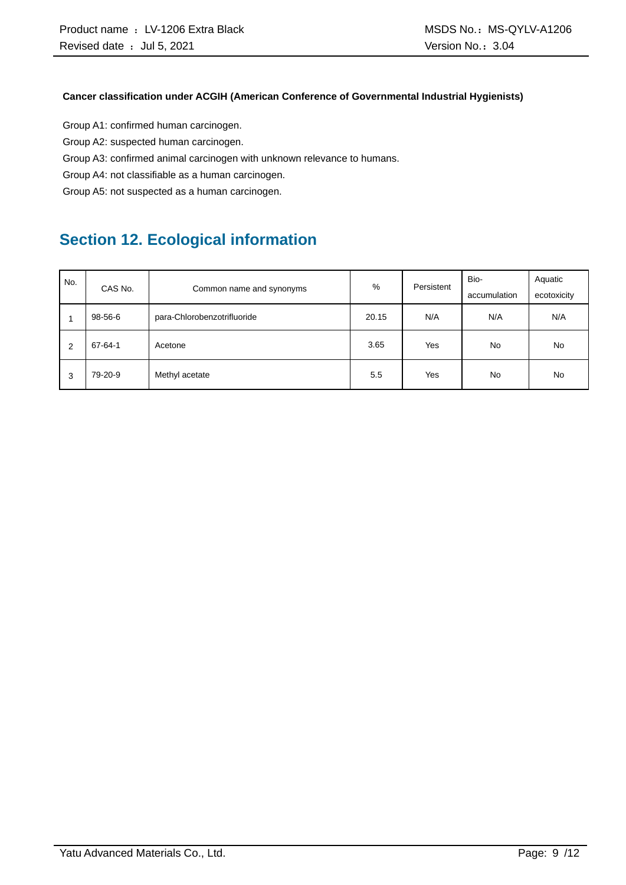**Cancer classification under ACGIH (American Conference of Governmental Industrial Hygienists)**

Group A1: confirmed human carcinogen.

Group A2: suspected human carcinogen.

Group A3: confirmed animal carcinogen with unknown relevance to humans.

Group A4: not classifiable as a human carcinogen.

Group A5: not suspected as a human carcinogen.

## Section 12. Ecological information

| No. | CAS No. | Common name and synonyms | % | Persistent | Bio-accumulation | Aquatic ecotoxicity |
|---|---|---|---|---|---|---|
| 1 | 98-56-6 | para-Chlorobenzotrifluoride | 20.15 | N/A | N/A | N/A |
| 2 | 67-64-1 | Acetone | 3.65 | Yes | No | No |
| 3 | 79-20-9 | Methyl acetate | 5.5 | Yes | No | No |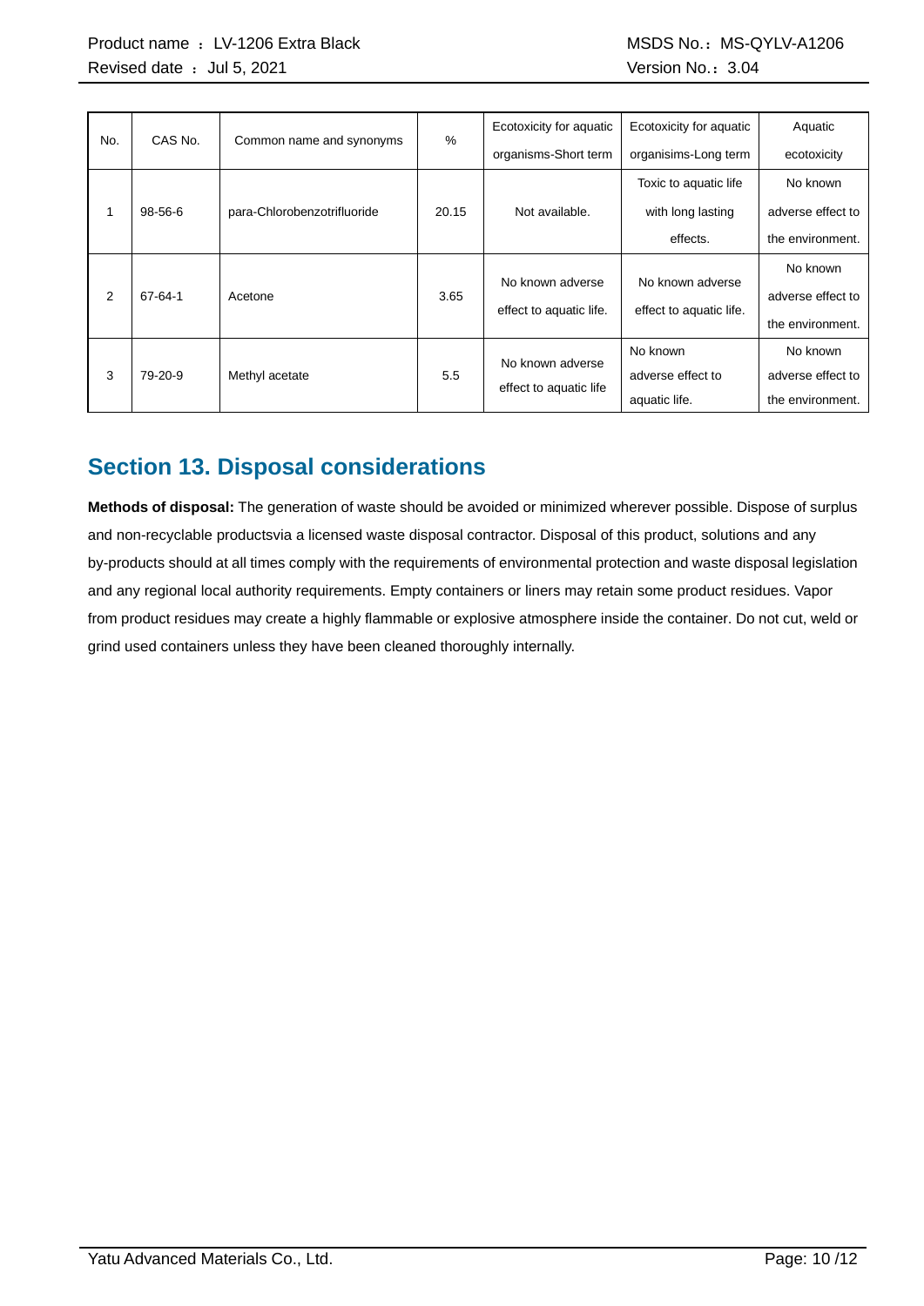| No. | CAS No. | Common name and synonyms | % | Ecotoxicity for aquatic organisms-Short term | Ecotoxicity for aquatic organisims-Long term | Aquatic ecotoxicity |
|---|---|---|---|---|---|---|
| 1 | 98-56-6 | para-Chlorobenzotrifluoride | 20.15 | Not available. | Toxic to aquatic life with long lasting effects. | No known adverse effect to the environment. |
| 2 | 67-64-1 | Acetone | 3.65 | No known adverse effect to aquatic life. | No known adverse effect to aquatic life. | No known adverse effect to the environment. |
| 3 | 79-20-9 | Methyl acetate | 5.5 | No known adverse effect to aquatic life | No known adverse effect to aquatic life. | No known adverse effect to the environment. |

## Section 13. Disposal considerations

**Methods of disposal:** The generation of waste should be avoided or minimized wherever possible. Dispose of surplus and non-recyclable productsvia a licensed waste disposal contractor. Disposal of this product, solutions and any by-products should at all times comply with the requirements of environmental protection and waste disposal legislation and any regional local authority requirements. Empty containers or liners may retain some product residues. Vapor from product residues may create a highly flammable or explosive atmosphere inside the container. Do not cut, weld or grind used containers unless they have been cleaned thoroughly internally.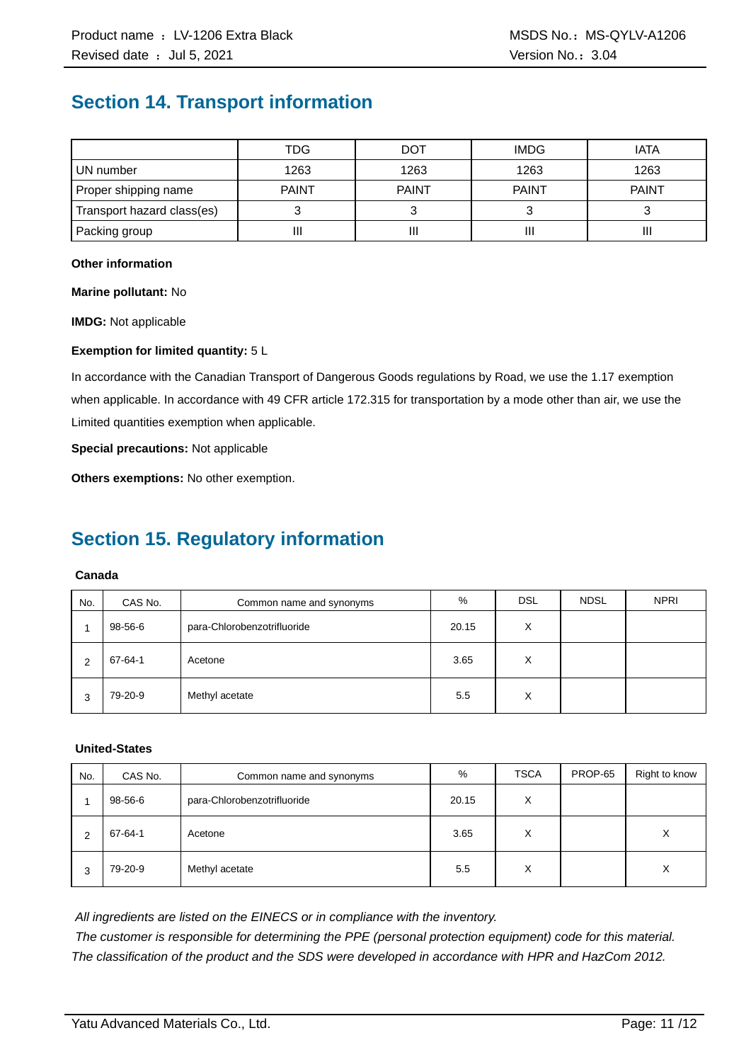## Section 14. Transport information

| | TDG | DOT | IMDG | IATA |
|---|---|---|---|---|
| UN number | 1263 | 1263 | 1263 | 1263 |
| Proper shipping name | PAINT | PAINT | PAINT | PAINT |
| Transport hazard class(es) | 3 | 3 | 3 | 3 |
| Packing group | III | III | III | III |

**Other information**

**Marine pollutant:** No

**IMDG:** Not applicable

**Exemption for limited quantity:** 5 L

In accordance with the Canadian Transport of Dangerous Goods regulations by Road, we use the 1.17 exemption when applicable. In accordance with 49 CFR article 172.315 for transportation by a mode other than air, we use the Limited quantities exemption when applicable.

**Special precautions:** Not applicable

**Others exemptions:** No other exemption.

## Section 15. Regulatory information

**Canada**

| No. | CAS No. | Common name and synonyms | % | DSL | NDSL | NPRI |
|---|---|---|---|---|---|---|
| 1 | 98-56-6 | para-Chlorobenzotrifluoride | 20.15 | X | | |
| 2 | 67-64-1 | Acetone | 3.65 | X | | |
| 3 | 79-20-9 | Methyl acetate | 5.5 | X | | |

**United-States**

| No. | CAS No. | Common name and synonyms | % | TSCA | PROP-65 | Right to know |
|---|---|---|---|---|---|---|
| 1 | 98-56-6 | para-Chlorobenzotrifluoride | 20.15 | X | | |
| 2 | 67-64-1 | Acetone | 3.65 | X | | X |
| 3 | 79-20-9 | Methyl acetate | 5.5 | X | | X |

*All ingredients are listed on the EINECS or in compliance with the inventory.*

*The customer is responsible for determining the PPE (personal protection equipment) code for this material.*

*The classification of the product and the SDS were developed in accordance with HPR and HazCom 2012.*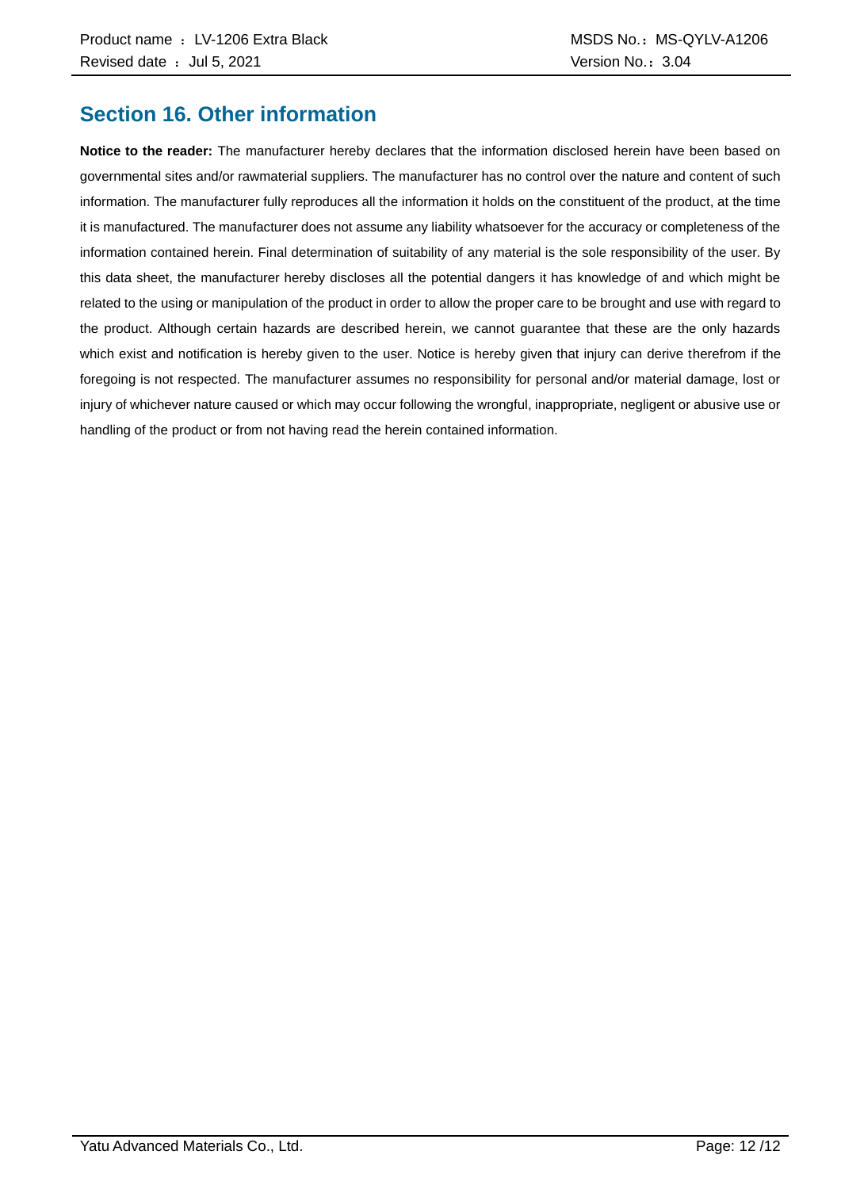## Section 16. Other information

**Notice to the reader:** The manufacturer hereby declares that the information disclosed herein have been based on governmental sites and/or rawmaterial suppliers. The manufacturer has no control over the nature and content of such information. The manufacturer fully reproduces all the information it holds on the constituent of the product, at the time it is manufactured. The manufacturer does not assume any liability whatsoever for the accuracy or completeness of the information contained herein. Final determination of suitability of any material is the sole responsibility of the user. By this data sheet, the manufacturer hereby discloses all the potential dangers it has knowledge of and which might be related to the using or manipulation of the product in order to allow the proper care to be brought and use with regard to the product. Although certain hazards are described herein, we cannot guarantee that these are the only hazards which exist and notification is hereby given to the user. Notice is hereby given that injury can derive therefrom if the foregoing is not respected. The manufacturer assumes no responsibility for personal and/or material damage, lost or injury of whichever nature caused or which may occur following the wrongful, inappropriate, negligent or abusive use or handling of the product or from not having read the herein contained information.